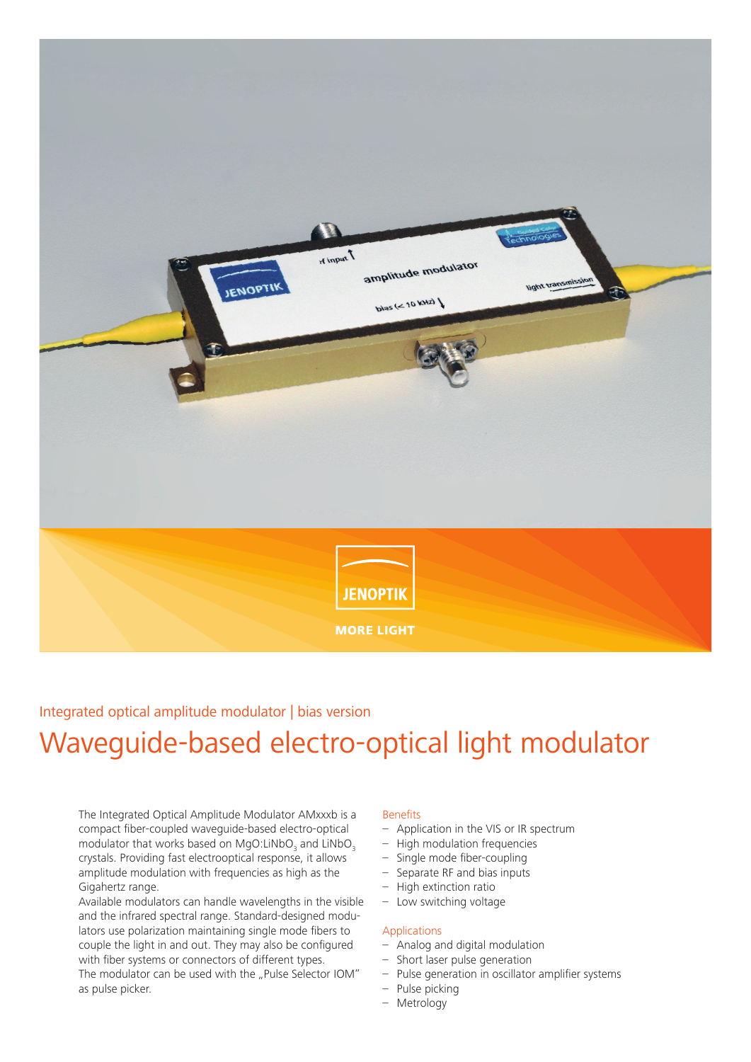JENOPTIK

MORE LIGHT

Integrated optical amplitude modulator | bias version

# Waveguide-based electro-optical light modulator

The Integrated Optical Amplitude Modulator AMxxxb is a compact fiber-coupled waveguide-based electro-optical modulator that works based on MgO:$LiNbO_3$ and $LiNbO_3$ crystals. Providing fast electrooptical response, it allows amplitude modulation with frequencies as high as the Gigahertz range.
Available modulators can handle wavelengths in the visible and the infrared spectral range. Standard-designed modulators use polarization maintaining single mode fibers to couple the light in and out. They may also be configured with fiber systems or connectors of different types.
The modulator can be used with the „Pulse Selector IOM" as pulse picker.

### Benefits

- Application in the VIS or IR spectrum
- High modulation frequencies
- Single mode fiber-coupling
- Separate RF and bias inputs
- High extinction ratio
- Low switching voltage

### Applications

- Analog and digital modulation
- Short laser pulse generation
- Pulse generation in oscillator amplifier systems
- Pulse picking
- Metrology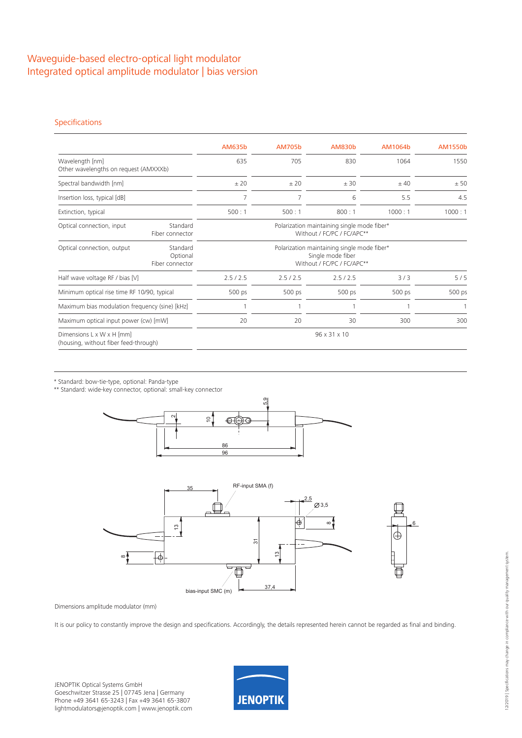# Waveguide-based electro-optical light modulator
# Integrated optical amplitude modulator | bias version

## Specifications

| | | AM635b | AM705b | AM830b | AM1064b | AM1550b |
|---|---|---|---|---|---|---|
| Wavelength [nm]<br>Other wavelengths on request (AMXXXb) | | 635 | 705 | 830 | 1064 | 1550 |
| Spectral bandwidth [nm] | | ± 20 | ± 20 | ± 30 | ± 40 | ± 50 |
| Insertion loss, typical [dB] | | 7 | 7 | 6 | 5.5 | 4.5 |
| Extinction, typical | | 500 : 1 | 500 : 1 | 800 : 1 | 1000 : 1 | 1000 : 1 |
| Optical connection, input | Standard<br>Fiber connector | Polarization maintaining single mode fiber*<br>Without / FC/PC / FC/APC** | | | | |
| Optical connection, output | Standard<br>Optional<br>Fiber connector | Polarization maintaining single mode fiber*<br>Single mode fiber<br>Without / FC/PC / FC/APC** | | | | |
| Half wave voltage RF / bias [V] | | 2.5 / 2.5 | 2.5 / 2.5 | 2.5 / 2.5 | 3 / 3 | 5 / 5 |
| Minimum optical rise time RF 10/90, typical | | 500 ps | 500 ps | 500 ps | 500 ps | 500 ps |
| Maximum bias modulation frequency (sine) [kHz] | | 1 | 1 | 1 | 1 | 1 |
| Maximum optical input power (cw) [mW] | | 20 | 20 | 30 | 300 | 300 |
| Dimensions L x W x H [mm]<br>(housing, without fiber feed-through) | | 96 x 31 x 10 | | | | |

\* Standard: bow-tie-type, optional: Panda-type
\*\* Standard: wide-key connector, optional: small-key connector

5,9
2
10
86
96
35
RF-input SMA (f)
2,5
Ø3,5
13
31
8
13
8
6
bias-input SMC (m)
37,4

Dimensions amplitude modulator (mm)

It is our policy to constantly improve the design and specifications. Accordingly, the details represented herein cannot be regarded as final and binding.

JENOPTIK Optical Systems GmbH
Goeschwitzer Strasse 25 | 07745 Jena | Germany
Phone +49 3641 65-3243 | Fax +49 3641 65-3807
lightmodulators@jenoptik.com | www.jenoptik.com

JENOPTIK

12/2019 | Specifications may change in compliance with our quality management system.